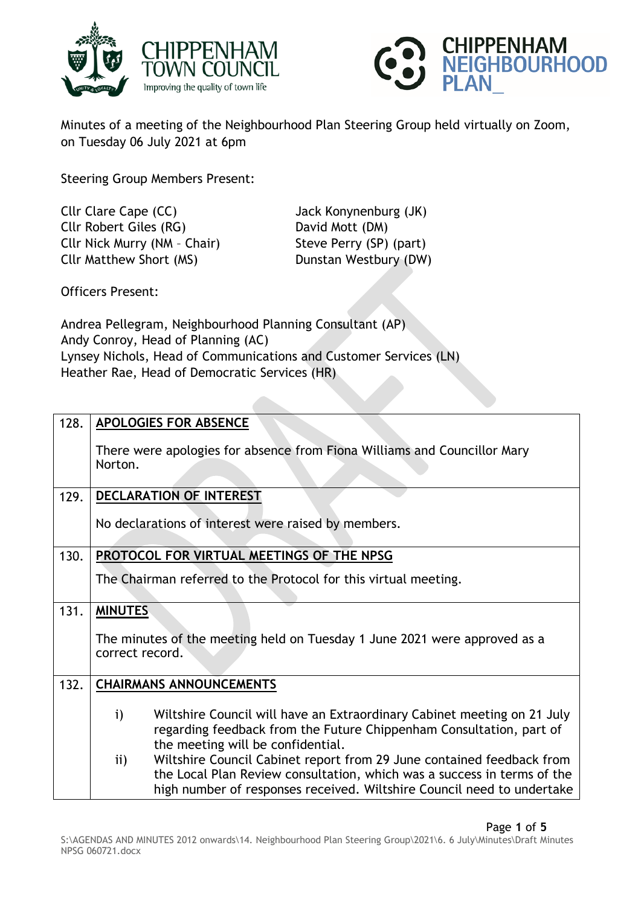Minutes of a meeting of the Neighbourhood Plan Steering Group held virtually on Zoom, on Tuesday 06 July 2021 at 6pm

Steering Group Members Present:

Cllr Clare Cape (CC)
Cllr Robert Giles (RG)
Cllr Nick Murry (NM – Chair)
Cllr Matthew Short (MS)
Jack Konynenburg (JK)
David Mott (DM)
Steve Perry (SP) (part)
Dunstan Westbury (DW)

Officers Present:

Andrea Pellegram, Neighbourhood Planning Consultant (AP)
Andy Conroy, Head of Planning (AC)
Lynsey Nichols, Head of Communications and Customer Services (LN)
Heather Rae, Head of Democratic Services (HR)

| | |
|---|---|
| 128. | **APOLOGIES FOR ABSENCE**<br><br>There were apologies for absence from Fiona Williams and Councillor Mary Norton. |
| 129. | **DECLARATION OF INTEREST**<br><br>No declarations of interest were raised by members. |
| 130. | **PROTOCOL FOR VIRTUAL MEETINGS OF THE NPSG**<br><br>The Chairman referred to the Protocol for this virtual meeting. |
| 131. | **MINUTES**<br><br>The minutes of the meeting held on Tuesday 1 June 2021 were approved as a correct record. |
| 132. | **CHAIRMANS ANNOUNCEMENTS**<br><br>i) Wiltshire Council will have an Extraordinary Cabinet meeting on 21 July regarding feedback from the Future Chippenham Consultation, part of the meeting will be confidential.<br>ii) Wiltshire Council Cabinet report from 29 June contained feedback from the Local Plan Review consultation, which was a success in terms of the high number of responses received. Wiltshire Council need to undertake |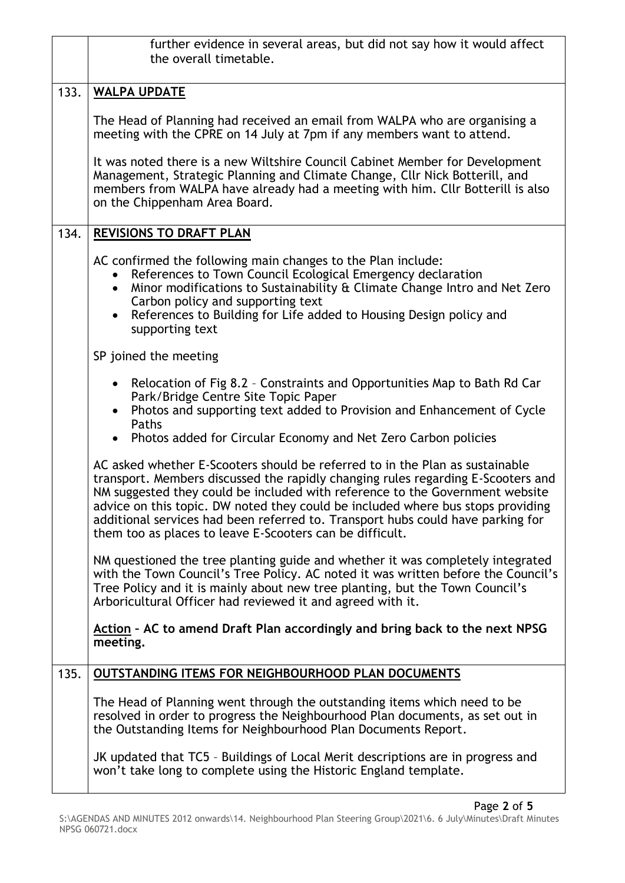|  |  |
|---|---|
|  | further evidence in several areas, but did not say how it would affect the overall timetable. |
| 133. | **WALPA UPDATE**<br><br>The Head of Planning had received an email from WALPA who are organising a meeting with the CPRE on 14 July at 7pm if any members want to attend.<br><br>It was noted there is a new Wiltshire Council Cabinet Member for Development Management, Strategic Planning and Climate Change, Cllr Nick Botterill, and members from WALPA have already had a meeting with him. Cllr Botterill is also on the Chippenham Area Board. |
| 134. | **REVISIONS TO DRAFT PLAN**<br><br>AC confirmed the following main changes to the Plan include:<br>• References to Town Council Ecological Emergency declaration<br>• Minor modifications to Sustainability & Climate Change Intro and Net Zero Carbon policy and supporting text<br>• References to Building for Life added to Housing Design policy and supporting text<br><br>SP joined the meeting<br><br>• Relocation of Fig 8.2 – Constraints and Opportunities Map to Bath Rd Car Park/Bridge Centre Site Topic Paper<br>• Photos and supporting text added to Provision and Enhancement of Cycle Paths<br>• Photos added for Circular Economy and Net Zero Carbon policies<br><br>AC asked whether E-Scooters should be referred to in the Plan as sustainable transport. Members discussed the rapidly changing rules regarding E-Scooters and NM suggested they could be included with reference to the Government website advice on this topic. DW noted they could be included where bus stops providing additional services had been referred to. Transport hubs could have parking for them too as places to leave E-Scooters can be difficult.<br><br>NM questioned the tree planting guide and whether it was completely integrated with the Town Council's Tree Policy. AC noted it was written before the Council's Tree Policy and it is mainly about new tree planting, but the Town Council's Arboricultural Officer had reviewed it and agreed with it.<br><br>**Action – AC to amend Draft Plan accordingly and bring back to the next NPSG meeting.** |
| 135. | **OUTSTANDING ITEMS FOR NEIGHBOURHOOD PLAN DOCUMENTS**<br><br>The Head of Planning went through the outstanding items which need to be resolved in order to progress the Neighbourhood Plan documents, as set out in the Outstanding Items for Neighbourhood Plan Documents Report.<br><br>JK updated that TC5 – Buildings of Local Merit descriptions are in progress and won't take long to complete using the Historic England template. |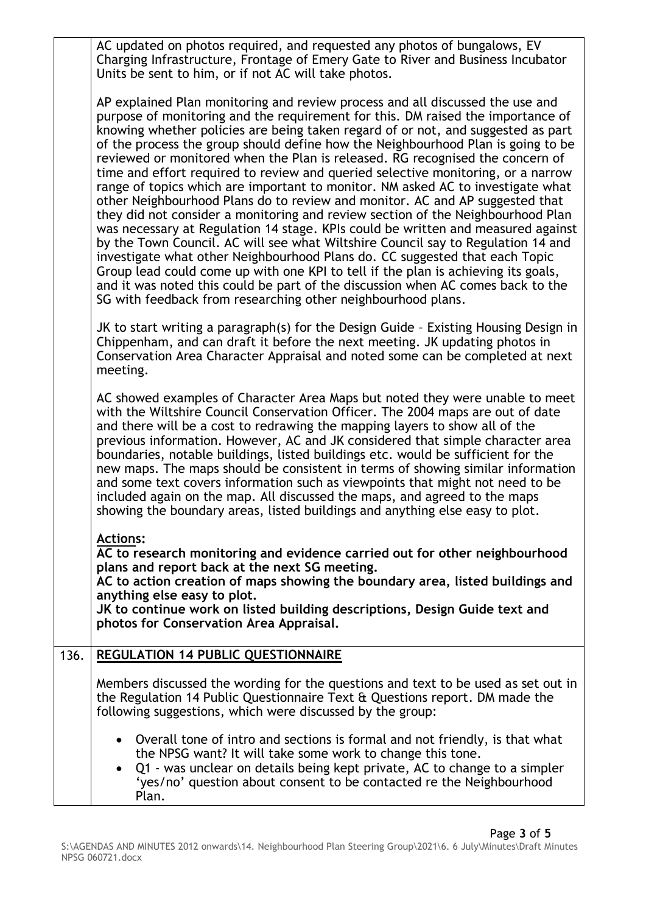AC updated on photos required, and requested any photos of bungalows, EV Charging Infrastructure, Frontage of Emery Gate to River and Business Incubator Units be sent to him, or if not AC will take photos.

AP explained Plan monitoring and review process and all discussed the use and purpose of monitoring and the requirement for this. DM raised the importance of knowing whether policies are being taken regard of or not, and suggested as part of the process the group should define how the Neighbourhood Plan is going to be reviewed or monitored when the Plan is released. RG recognised the concern of time and effort required to review and queried selective monitoring, or a narrow range of topics which are important to monitor. NM asked AC to investigate what other Neighbourhood Plans do to review and monitor. AC and AP suggested that they did not consider a monitoring and review section of the Neighbourhood Plan was necessary at Regulation 14 stage. KPIs could be written and measured against by the Town Council. AC will see what Wiltshire Council say to Regulation 14 and investigate what other Neighbourhood Plans do. CC suggested that each Topic Group lead could come up with one KPI to tell if the plan is achieving its goals, and it was noted this could be part of the discussion when AC comes back to the SG with feedback from researching other neighbourhood plans.

JK to start writing a paragraph(s) for the Design Guide – Existing Housing Design in Chippenham, and can draft it before the next meeting. JK updating photos in Conservation Area Character Appraisal and noted some can be completed at next meeting.

AC showed examples of Character Area Maps but noted they were unable to meet with the Wiltshire Council Conservation Officer. The 2004 maps are out of date and there will be a cost to redrawing the mapping layers to show all of the previous information. However, AC and JK considered that simple character area boundaries, notable buildings, listed buildings etc. would be sufficient for the new maps. The maps should be consistent in terms of showing similar information and some text covers information such as viewpoints that might not need to be included again on the map. All discussed the maps, and agreed to the maps showing the boundary areas, listed buildings and anything else easy to plot.

**Actions:**

**AC to research monitoring and evidence carried out for other neighbourhood plans and report back at the next SG meeting.**
**AC to action creation of maps showing the boundary area, listed buildings and anything else easy to plot.**
**JK to continue work on listed building descriptions, Design Guide text and photos for Conservation Area Appraisal.**

## 136. REGULATION 14 PUBLIC QUESTIONNAIRE

Members discussed the wording for the questions and text to be used as set out in the Regulation 14 Public Questionnaire Text & Questions report. DM made the following suggestions, which were discussed by the group:

- Overall tone of intro and sections is formal and not friendly, is that what the NPSG want? It will take some work to change this tone.
- Q1 - was unclear on details being kept private, AC to change to a simpler 'yes/no' question about consent to be contacted re the Neighbourhood Plan.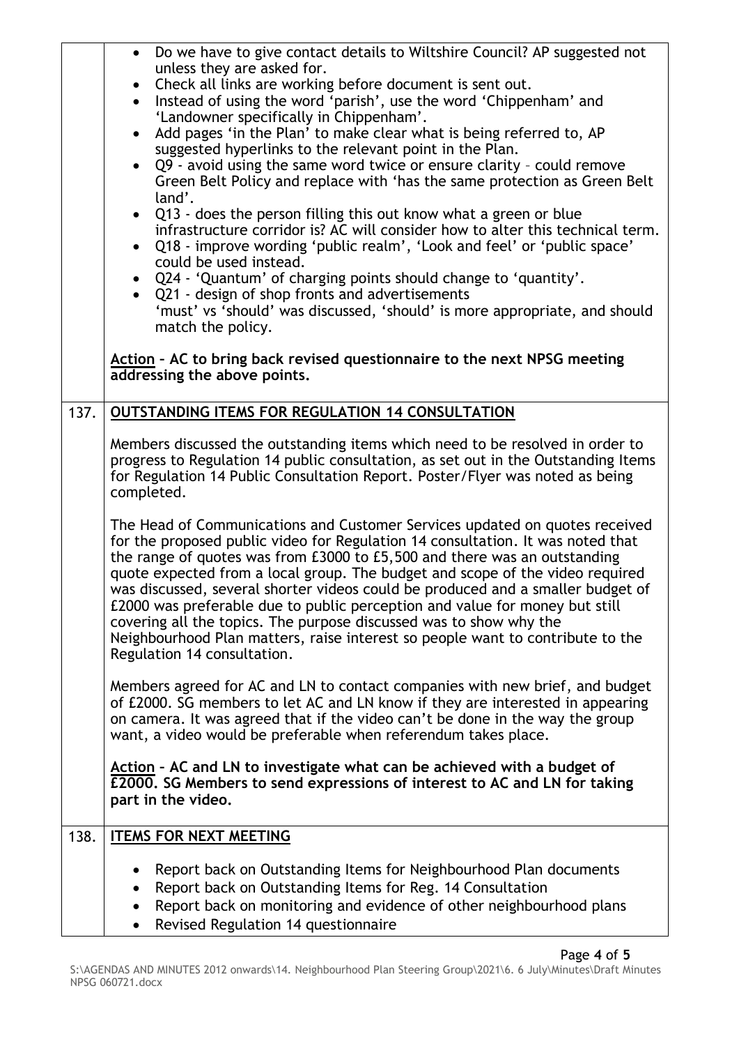| | |
|---|---|
| | • Do we have to give contact details to Wiltshire Council? AP suggested not unless they are asked for.<br>• Check all links are working before document is sent out.<br>• Instead of using the word 'parish', use the word 'Chippenham' and 'Landowner specifically in Chippenham'.<br>• Add pages 'in the Plan' to make clear what is being referred to, AP suggested hyperlinks to the relevant point in the Plan.<br>• Q9 - avoid using the same word twice or ensure clarity – could remove Green Belt Policy and replace with 'has the same protection as Green Belt land'.<br>• Q13 - does the person filling this out know what a green or blue infrastructure corridor is? AC will consider how to alter this technical term.<br>• Q18 - improve wording 'public realm', 'Look and feel' or 'public space' could be used instead.<br>• Q24 - 'Quantum' of charging points should change to 'quantity'.<br>• Q21 - design of shop fronts and advertisements 'must' vs 'should' was discussed, 'should' is more appropriate, and should match the policy.<br><br>**<u>Action</u> – AC to bring back revised questionnaire to the next NPSG meeting addressing the above points.** |
| 137. | **<u>OUTSTANDING ITEMS FOR REGULATION 14 CONSULTATION</u>**<br><br>Members discussed the outstanding items which need to be resolved in order to progress to Regulation 14 public consultation, as set out in the Outstanding Items for Regulation 14 Public Consultation Report. Poster/Flyer was noted as being completed.<br><br>The Head of Communications and Customer Services updated on quotes received for the proposed public video for Regulation 14 consultation. It was noted that the range of quotes was from £3000 to £5,500 and there was an outstanding quote expected from a local group. The budget and scope of the video required was discussed, several shorter videos could be produced and a smaller budget of £2000 was preferable due to public perception and value for money but still covering all the topics. The purpose discussed was to show why the Neighbourhood Plan matters, raise interest so people want to contribute to the Regulation 14 consultation.<br><br>Members agreed for AC and LN to contact companies with new brief, and budget of £2000. SG members to let AC and LN know if they are interested in appearing on camera. It was agreed that if the video can't be done in the way the group want, a video would be preferable when referendum takes place.<br><br>**<u>Action</u> – AC and LN to investigate what can be achieved with a budget of £2000. SG Members to send expressions of interest to AC and LN for taking part in the video.** |
| 138. | **<u>ITEMS FOR NEXT MEETING</u>**<br><br>• Report back on Outstanding Items for Neighbourhood Plan documents<br>• Report back on Outstanding Items for Reg. 14 Consultation<br>• Report back on monitoring and evidence of other neighbourhood plans<br>• Revised Regulation 14 questionnaire |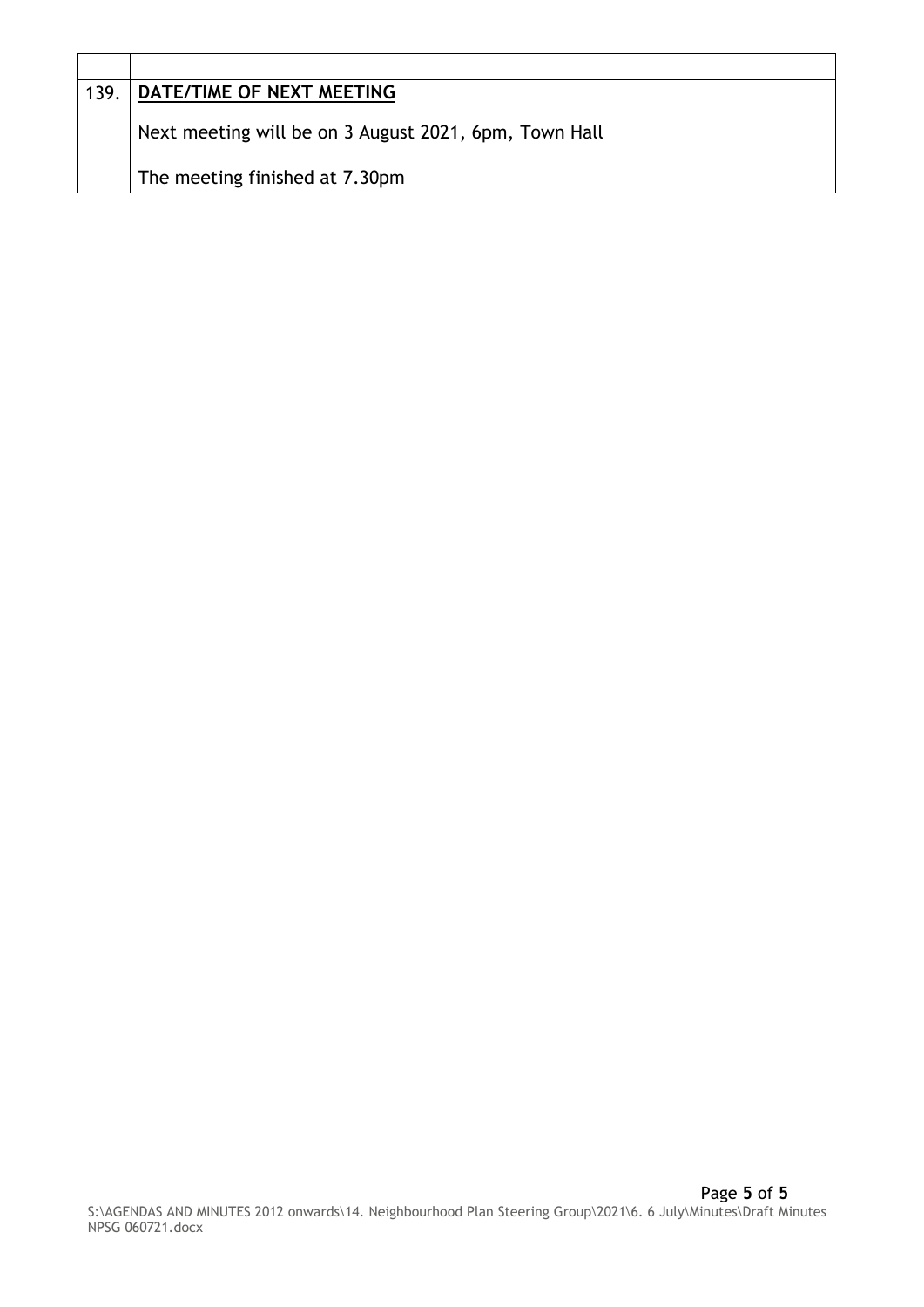| | |
|---|---|
| 139. | **DATE/TIME OF NEXT MEETING**<br><br>Next meeting will be on 3 August 2021, 6pm, Town Hall |
| | The meeting finished at 7.30pm |

S:\AGENDAS AND MINUTES 2012 onwards\14. Neighbourhood Plan Steering Group\2021\6. 6 July\Minutes\Draft Minutes NPSG 060721.docx